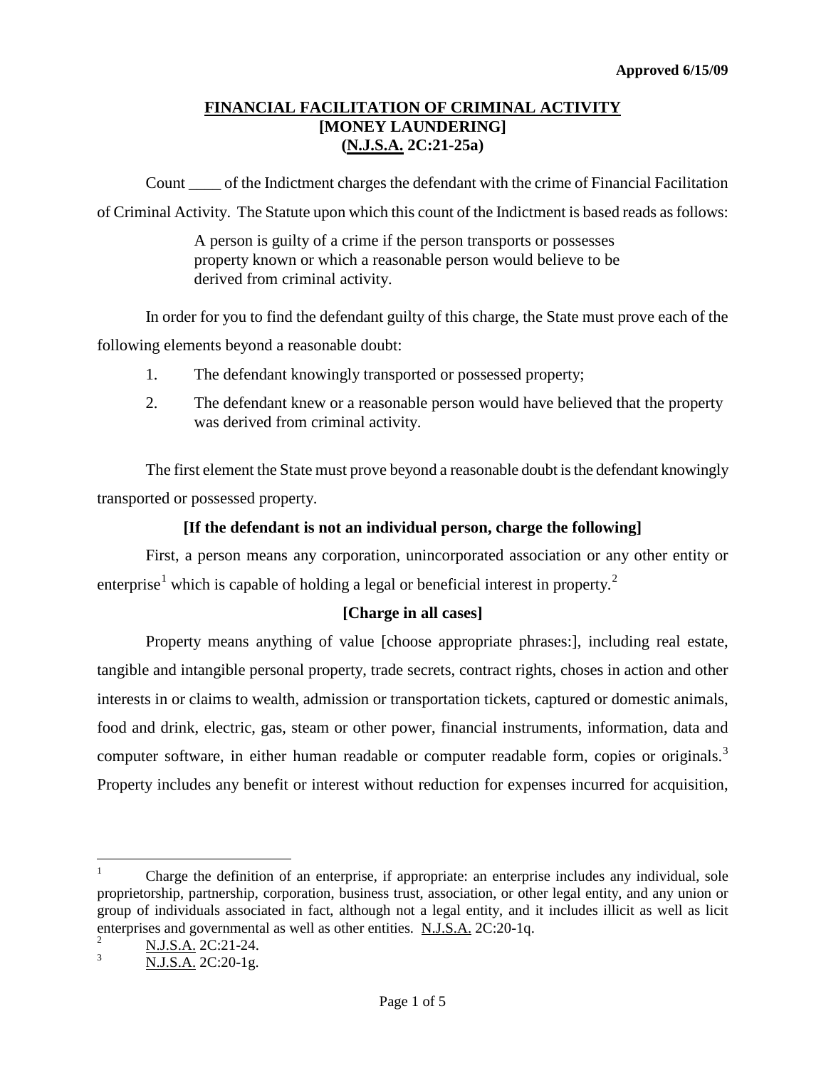Approved 6/15/09

# FINANCIAL FACILITATION OF CRIMINAL ACTIVITY
## [MONEY LAUNDERING]
## (N.J.S.A. 2C:21-25a)

Count ____ of the Indictment charges the defendant with the crime of Financial Facilitation of Criminal Activity. The Statute upon which this count of the Indictment is based reads as follows:

> A person is guilty of a crime if the person transports or possesses property known or which a reasonable person would believe to be derived from criminal activity.

In order for you to find the defendant guilty of this charge, the State must prove each of the following elements beyond a reasonable doubt:

1. The defendant knowingly transported or possessed property;
2. The defendant knew or a reasonable person would have believed that the property was derived from criminal activity.

The first element the State must prove beyond a reasonable doubt is the defendant knowingly transported or possessed property.

**[If the defendant is not an individual person, charge the following]**

First, a person means any corporation, unincorporated association or any other entity or enterprise[1] which is capable of holding a legal or beneficial interest in property.[2]

**[Charge in all cases]**

Property means anything of value [choose appropriate phrases:], including real estate, tangible and intangible personal property, trade secrets, contract rights, choses in action and other interests in or claims to wealth, admission or transportation tickets, captured or domestic animals, food and drink, electric, gas, steam or other power, financial instruments, information, data and computer software, in either human readable or computer readable form, copies or originals.[3] Property includes any benefit or interest without reduction for expenses incurred for acquisition,

---

[1] Charge the definition of an enterprise, if appropriate: an enterprise includes any individual, sole proprietorship, partnership, corporation, business trust, association, or other legal entity, and any union or group of individuals associated in fact, although not a legal entity, and it includes illicit as well as licit enterprises and governmental as well as other entities. N.J.S.A. 2C:20-1q.

[2] N.J.S.A. 2C:21-24.

[3] N.J.S.A. 2C:20-1g.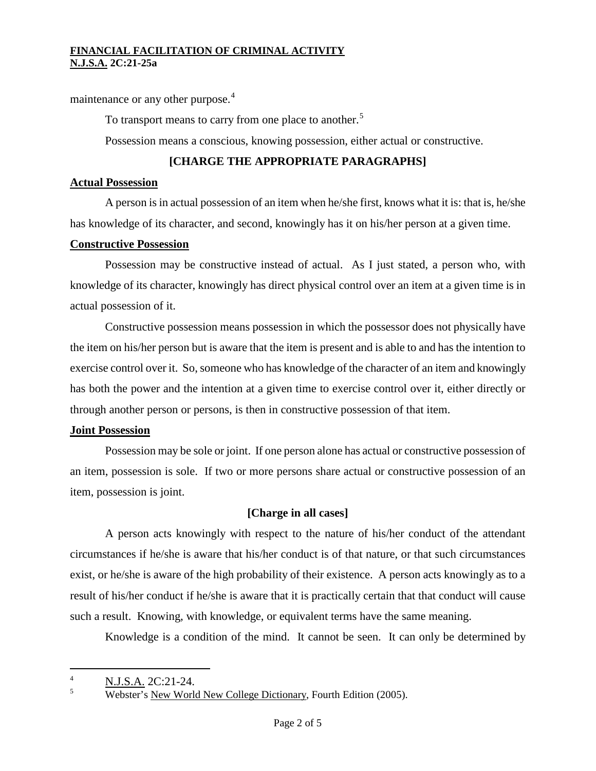maintenance or any other purpose.[4]

To transport means to carry from one place to another.[5]

Possession means a conscious, knowing possession, either actual or constructive.

**[CHARGE THE APPROPRIATE PARAGRAPHS]**

**Actual Possession**

A person is in actual possession of an item when he/she first, knows what it is: that is, he/she has knowledge of its character, and second, knowingly has it on his/her person at a given time.

**Constructive Possession**

Possession may be constructive instead of actual. As I just stated, a person who, with knowledge of its character, knowingly has direct physical control over an item at a given time is in actual possession of it.

Constructive possession means possession in which the possessor does not physically have the item on his/her person but is aware that the item is present and is able to and has the intention to exercise control over it. So, someone who has knowledge of the character of an item and knowingly has both the power and the intention at a given time to exercise control over it, either directly or through another person or persons, is then in constructive possession of that item.

**Joint Possession**

Possession may be sole or joint. If one person alone has actual or constructive possession of an item, possession is sole. If two or more persons share actual or constructive possession of an item, possession is joint.

**[Charge in all cases]**

A person acts knowingly with respect to the nature of his/her conduct of the attendant circumstances if he/she is aware that his/her conduct is of that nature, or that such circumstances exist, or he/she is aware of the high probability of their existence. A person acts knowingly as to a result of his/her conduct if he/she is aware that it is practically certain that that conduct will cause such a result. Knowing, with knowledge, or equivalent terms have the same meaning.

Knowledge is a condition of the mind. It cannot be seen. It can only be determined by

---

[4] N.J.S.A. 2C:21-24.

[5] Webster's New World New College Dictionary, Fourth Edition (2005).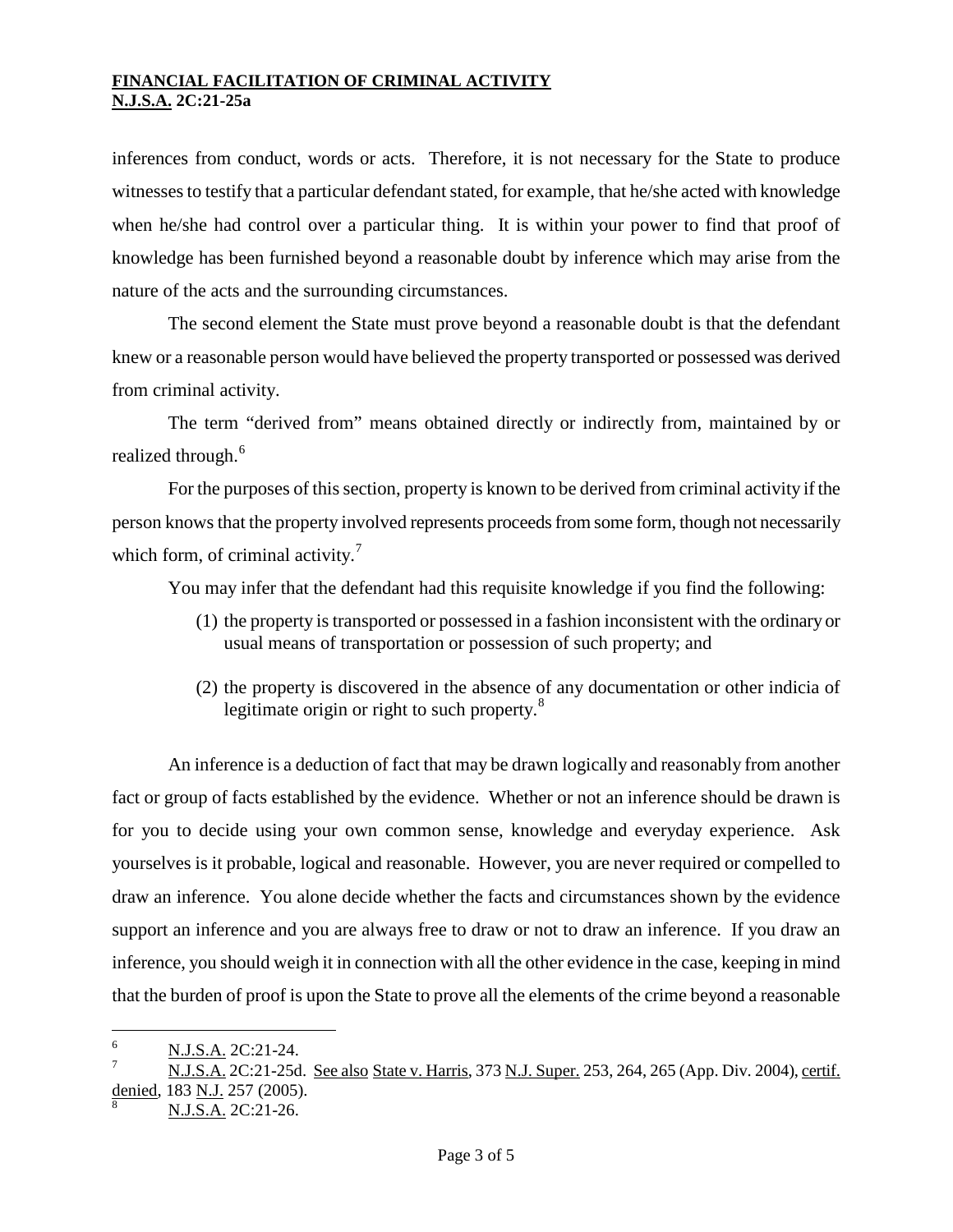inferences from conduct, words or acts. Therefore, it is not necessary for the State to produce witnesses to testify that a particular defendant stated, for example, that he/she acted with knowledge when he/she had control over a particular thing. It is within your power to find that proof of knowledge has been furnished beyond a reasonable doubt by inference which may arise from the nature of the acts and the surrounding circumstances.

The second element the State must prove beyond a reasonable doubt is that the defendant knew or a reasonable person would have believed the property transported or possessed was derived from criminal activity.

The term "derived from" means obtained directly or indirectly from, maintained by or realized through.[6]

For the purposes of this section, property is known to be derived from criminal activity if the person knows that the property involved represents proceeds from some form, though not necessarily which form, of criminal activity.[7]

You may infer that the defendant had this requisite knowledge if you find the following:

(1) the property is transported or possessed in a fashion inconsistent with the ordinary or usual means of transportation or possession of such property; and

(2) the property is discovered in the absence of any documentation or other indicia of legitimate origin or right to such property.[8]

An inference is a deduction of fact that may be drawn logically and reasonably from another fact or group of facts established by the evidence. Whether or not an inference should be drawn is for you to decide using your own common sense, knowledge and everyday experience. Ask yourselves is it probable, logical and reasonable. However, you are never required or compelled to draw an inference. You alone decide whether the facts and circumstances shown by the evidence support an inference and you are always free to draw or not to draw an inference. If you draw an inference, you should weigh it in connection with all the other evidence in the case, keeping in mind that the burden of proof is upon the State to prove all the elements of the crime beyond a reasonable

---

[6] N.J.S.A. 2C:21-24.

[7] N.J.S.A. 2C:21-25d. See also State v. Harris, 373 N.J. Super. 253, 264, 265 (App. Div. 2004), certif. denied, 183 N.J. 257 (2005).

[8] N.J.S.A. 2C:21-26.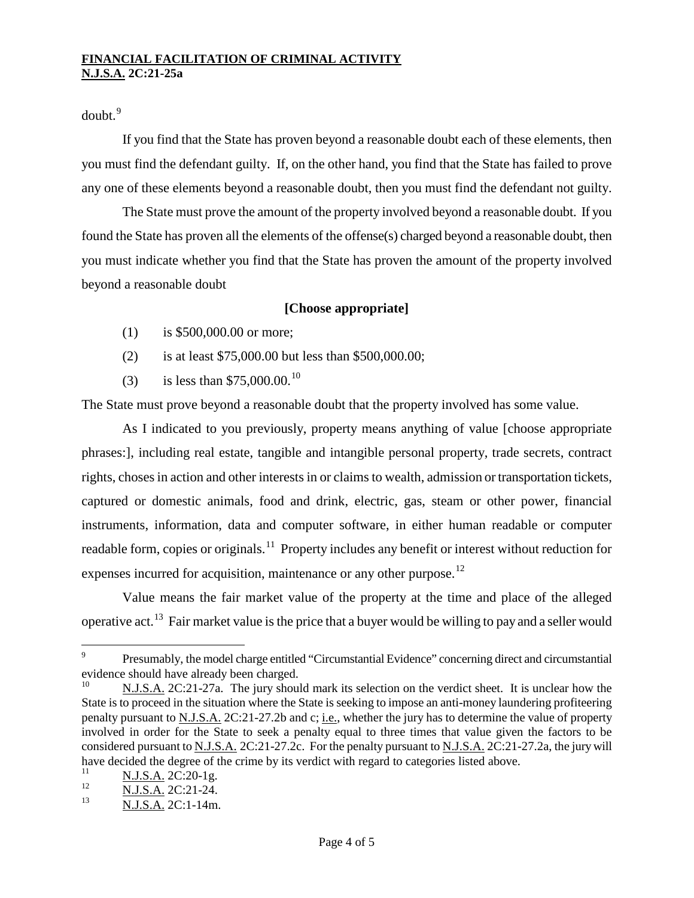doubt.[9]

If you find that the State has proven beyond a reasonable doubt each of these elements, then you must find the defendant guilty. If, on the other hand, you find that the State has failed to prove any one of these elements beyond a reasonable doubt, then you must find the defendant not guilty.

The State must prove the amount of the property involved beyond a reasonable doubt. If you found the State has proven all the elements of the offense(s) charged beyond a reasonable doubt, then you must indicate whether you find that the State has proven the amount of the property involved beyond a reasonable doubt

**[Choose appropriate]**

(1) is $500,000.00 or more;

(2) is at least $75,000.00 but less than $500,000.00;

(3) is less than $75,000.00.[10]

The State must prove beyond a reasonable doubt that the property involved has some value.

As I indicated to you previously, property means anything of value [choose appropriate phrases:], including real estate, tangible and intangible personal property, trade secrets, contract rights, choses in action and other interests in or claims to wealth, admission or transportation tickets, captured or domestic animals, food and drink, electric, gas, steam or other power, financial instruments, information, data and computer software, in either human readable or computer readable form, copies or originals.[11] Property includes any benefit or interest without reduction for expenses incurred for acquisition, maintenance or any other purpose.[12]

Value means the fair market value of the property at the time and place of the alleged operative act.[13] Fair market value is the price that a buyer would be willing to pay and a seller would

---

[9] Presumably, the model charge entitled "Circumstantial Evidence" concerning direct and circumstantial evidence should have already been charged.

[10] N.J.S.A. 2C:21-27a. The jury should mark its selection on the verdict sheet. It is unclear how the State is to proceed in the situation where the State is seeking to impose an anti-money laundering profiteering penalty pursuant to N.J.S.A. 2C:21-27.2b and c; i.e., whether the jury has to determine the value of property involved in order for the State to seek a penalty equal to three times that value given the factors to be considered pursuant to N.J.S.A. 2C:21-27.2c. For the penalty pursuant to N.J.S.A. 2C:21-27.2a, the jury will have decided the degree of the crime by its verdict with regard to categories listed above.

[11] N.J.S.A. 2C:20-1g.

[12] N.J.S.A. 2C:21-24.

[13] N.J.S.A. 2C:1-14m.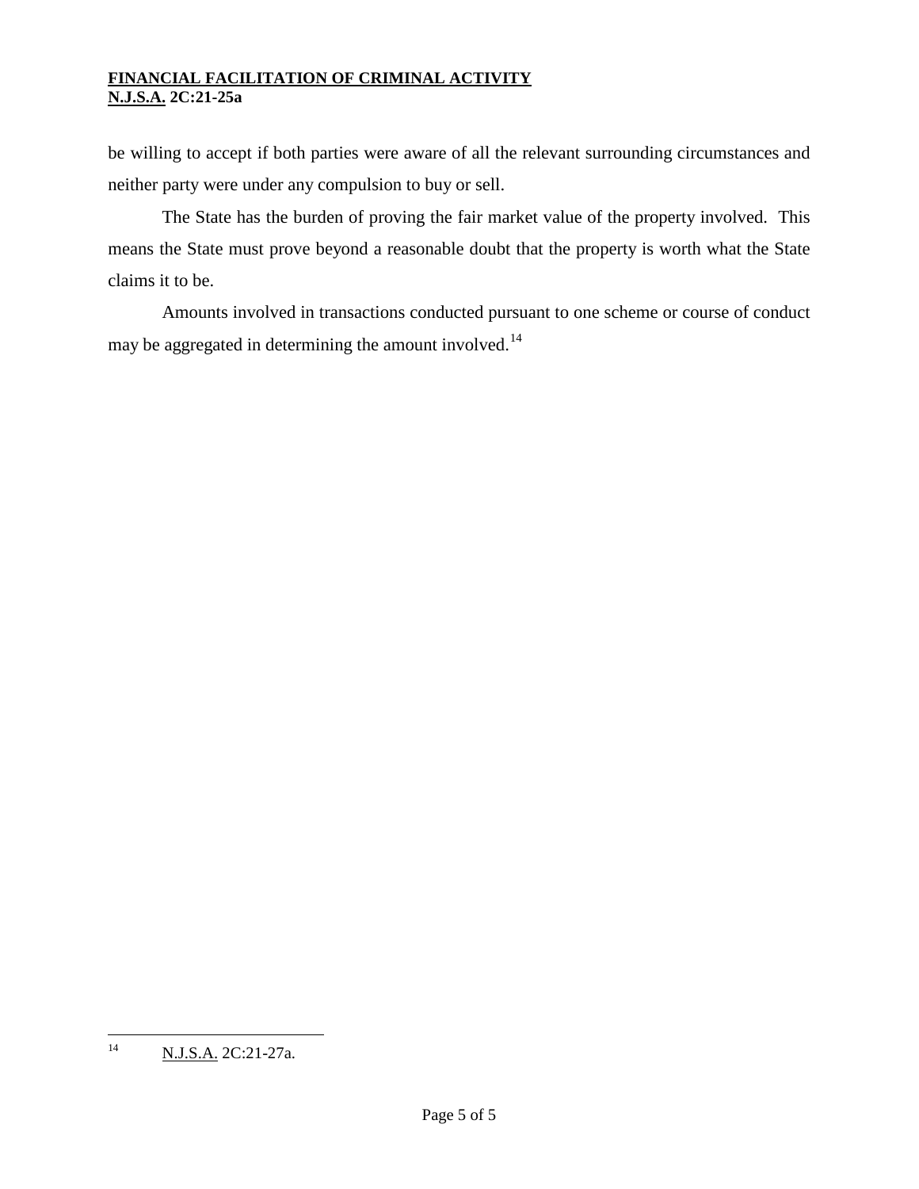be willing to accept if both parties were aware of all the relevant surrounding circumstances and neither party were under any compulsion to buy or sell.

The State has the burden of proving the fair market value of the property involved. This means the State must prove beyond a reasonable doubt that the property is worth what the State claims it to be.

Amounts involved in transactions conducted pursuant to one scheme or course of conduct may be aggregated in determining the amount involved.[14]

---

[14] N.J.S.A. 2C:21-27a.